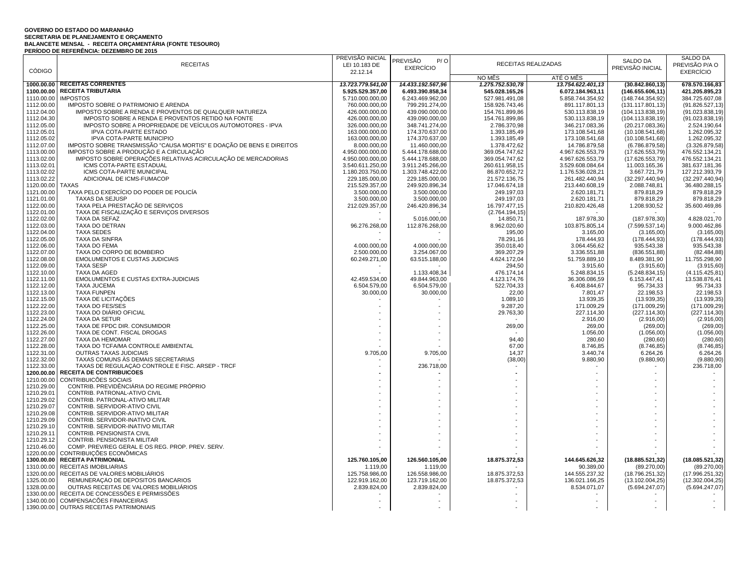**GOVERNO DO ESTADO DO MARANHÃO**
**SECRETARIA DE PLANEJAMENTO E ORÇAMENTO**
**BALANCETE MENSAL - RECEITA ORÇAMENTÁRIA (FONTE TESOURO)**
**PERÍODO DE REFERÊNCIA: DEZEMBRO DE 2015**

| CÓDIGO | RECEITAS | PREVISÃO INICIAL LEI 10.183 DE 22.12.14 | PREVISÃO P/ O EXERCÍCIO | RECEITAS REALIZADAS | | SALDO DA PREVISÃO INICIAL | SALDO DA PREVISÃO P/A O EXERCÍCIO |
|---|---|---|---|---|---|---|---|
| | | | | NO MÊS | ATÉ O MÊS | | |
| **1000.00.00** | **RECEITAS CORRENTES** | ***13.723.779.541,00*** | ***14.433.192.567,96*** | ***1.275.752.530,78*** | ***13.754.622.401,13*** | **(30.842.860,13)** | **678.570.166,83** |
| **1100.00.00** | **RECEITA TRIBUTARIA** | **5.925.529.357,00** | **6.493.390.858,34** | **545.028.165,26** | **6.072.184.963,11** | **(146.655.606,11)** | **421.205.895,23** |
| 1110.00.00 | IMPOSTOS | 5.710.000.000,00 | 6.243.469.962,00 | 527.981.491,08 | 5.858.744.354,92 | (148.744.354,92) | 384.725.607,08 |
| 1112.00.00 | IMPOSTO SOBRE O PATRIMONIO E ARENDA | 760.000.000,00 | 799.291.274,00 | 158.926.743,46 | 891.117.801,13 | (131.117.801,13) | (91.826.527,13) |
| 1112.04.00 | IMPOSTO SOBRE A RENDA E PROVENTOS DE QUALQUER NATUREZA | 426.000.000,00 | 439.090.000,00 | 154.761.899,86 | 530.113.838,19 | (104.113.838,19) | (91.023.838,19) |
| 1112.04.30 | IMPOSTO SOBRE A RENDA E PROVENTOS RETIDO NA FONTE | 426.000.000,00 | 439.090.000,00 | 154.761.899,86 | 530.113.838,19 | (104.113.838,19) | (91.023.838,19) |
| 1112.05.00 | IMPOSTO SOBRE A PROPRIEDADE DE VEÍCULOS AUTOMOTORES - IPVA | 326.000.000,00 | 348.741.274,00 | 2.786.370,98 | 346.217.083,36 | (20.217.083,36) | 2.524.190,64 |
| 1112.05.01 | IPVA COTA-PARTE ESTADO | 163.000.000,00 | 174.370.637,00 | 1.393.185,49 | 173.108.541,68 | (10.108.541,68) | 1.262.095,32 |
| 1112.05.02 | IPVA COTA-PARTE MUNICIPIO | 163.000.000,00 | 174.370.637,00 | 1.393.185,49 | 173.108.541,68 | (10.108.541,68) | 1.262.095,32 |
| 1112.07.00 | IMPOSTO SOBRE TRANSMISSÃO "CAUSA MORTIS" E DOAÇÃO DE BENS E DIREITOS | 8.000.000,00 | 11.460.000,00 | 1.378.472,62 | 14.786.879,58 | (6.786.879,58) | (3.326.879,58) |
| 1113.00.00 | IMPOSTO SOBRE A PRODUÇÃO E A CIRCULAÇÃO | 4.950.000.000,00 | 5.444.178.688,00 | 369.054.747,62 | 4.967.626.553,79 | (17.626.553,79) | 476.552.134,21 |
| 1113.02.00 | IMPOSTO SOBRE OPERAÇÕES RELATIVAS ACIRCULAÇÃO DE MERCADORIAS | 4.950.000.000,00 | 5.444.178.688,00 | 369.054.747,62 | 4.967.626.553,79 | (17.626.553,79) | 476.552.134,21 |
| 1113.02.01 | ICMS COTA-PARTE ESTADUAL | 3.540.611.250,00 | 3.911.245.266,00 | 260.611.958,15 | 3.529.608.084,64 | 11.003.165,36 | 381.637.181,36 |
| 1113.02.02 | ICMS COTA-PARTE MUNICIPAL | 1.180.203.750,00 | 1.303.748.422,00 | 86.870.652,72 | 1.176.536.028,21 | 3.667.721,79 | 127.212.393,79 |
| 1113.02.22 | ADICIONAL DE ICMS-FUMACOP | 229.185.000,00 | 229.185.000,00 | 21.572.136,75 | 261.482.440,94 | (32.297.440,94) | (32.297.440,94) |
| 1120.00.00 | TAXAS | 215.529.357,00 | 249.920.896,34 | 17.046.674,18 | 213.440.608,19 | 2.088.748,81 | 36.480.288,15 |
| 1121.00.00 | TAXA PELO EXERCÍCIO DO PODER DE POLICÍA | 3.500.000,00 | 3.500.000,00 | 249.197,03 | 2.620.181,71 | 879.818,29 | 879.818,29 |
| 1121.01.00 | TAXAS DA SEJUSP | 3.500.000,00 | 3.500.000,00 | 249.197,03 | 2.620.181,71 | 879.818,29 | 879.818,29 |
| 1122.00.00 | TAXA PELA PRESTAÇÃO DE SERVIÇOS | 212.029.357,00 | 246.420.896,34 | 16.797.477,15 | 210.820.426,48 | 1.208.930,52 | 35.600.469,86 |
| 1122.01.00 | TAXA DE FISCALIZAÇÃO E SERVIÇOS DIVERSOS | - | - | (2.764.194,15) | - | - | - |
| 1122.02.00 | TAXA DA SEFAZ | - | 5.016.000,00 | 14.850,71 | 187.978,30 | (187.978,30) | 4.828.021,70 |
| 1122.03.00 | TAXA DO DETRAN | 96.276.268,00 | 112.876.268,00 | 8.962.020,60 | 103.875.805,14 | (7.599.537,14) | 9.000.462,86 |
| 1122.04.00 | TAXA SEDES | - | - | 195,00 | 3.165,00 | (3.165,00) | (3.165,00) |
| 1122.05.00 | TAXA DA SINFRA | - | - | 78.291,16 | 178.444,93 | (178.444,93) | (178.444,93) |
| 1122.06.00 | TAXA DO FEMA | 4.000.000,00 | 4.000.000,00 | 350.018,40 | 3.064.456,62 | 935.543,38 | 935.543,38 |
| 1122.07.00 | TAXA DO CORPO DE BOMBEIRO | 2.500.000,00 | 3.254.067,00 | 369.207,29 | 3.336.551,88 | (836.551,88) | (82.484,88) |
| 1122.08.00 | EMOLUMENTOS E CUSTAS JUDICIAIS | 60.249.271,00 | 63.515.188,00 | 4.624.172,04 | 51.759.889,10 | 8.489.381,90 | 11.755.298,90 |
| 1122.09.00 | TAXA SESP | - | - | 294,50 | 3.915,60 | (3.915,60) | (3.915,60) |
| 1122.10.00 | TAXA DA AGED | - | 1.133.408,34 | 476.174,14 | 5.248.834,15 | (5.248.834,15) | (4.115.425,81) |
| 1122.11.00 | EMOLUMENTOS E CUSTAS EXTRA-JUDICIAIS | 42.459.534,00 | 49.844.963,00 | 4.123.174,76 | 36.306.086,59 | 6.153.447,41 | 13.538.876,41 |
| 1122.12.00 | TAXA JUCEMA | 6.504.579,00 | 6.504.579,00 | 522.704,33 | 6.408.844,67 | 95.734,33 | 95.734,33 |
| 1122.13.00 | TAXA FUNPEN | 30.000,00 | 30.000,00 | 22,00 | 7.801,47 | 22.198,53 | 22.198,53 |
| 1122.15.00 | TAXA DE LICITAÇÕES | - | - | 1.089,10 | 13.939,35 | (13.939,35) | (13.939,35) |
| 1122.22.00 | TAXA DO FES/SES | - | - | 9.287,20 | 171.009,29 | (171.009,29) | (171.009,29) |
| 1122.23.00 | TAXA DO DIÁRIO OFICIAL | - | - | 29.763,30 | 227.114,30 | (227.114,30) | (227.114,30) |
| 1122.24.00 | TAXA DA SETUR | - | - | - | 2.916,00 | (2.916,00) | (2.916,00) |
| 1122.25.00 | TAXA DE FPDC DIR. CONSUMIDOR | - | - | 269,00 | 269,00 | (269,00) | (269,00) |
| 1122.26.00 | TAXA DE CONT. FISCAL DROGAS | - | - | - | 1.056,00 | (1.056,00) | (1.056,00) |
| 1122.27.00 | TAXA DA HEMOMAR | - | - | 94,40 | 280,60 | (280,60) | (280,60) |
| 1122.28.00 | TAXA DO TCFA/MA CONTROLE AMBIENTAL | - | - | 67,00 | 8.746,85 | (8.746,85) | (8.746,85) |
| 1122.31.00 | OUTRAS TAXAS JUDICIAIS | 9.705,00 | 9.705,00 | 14,37 | 3.440,74 | 6.264,26 | 6.264,26 |
| 1122.32.00 | TAXAS COMUNS ÀS DEMAIS SECRETARIAS | - | - | (38,00) | 9.880,90 | (9.880,90) | (9.880,90) |
| 1122.33.00 | TAXAS DE REGULAÇÃO CONTROLE E FISC. ARSEP - TRCF | - | 236.718,00 | - | - | - | 236.718,00 |
| **1200.00.00** | **RECEITA DE CONTRIBUICOES** | **-** | **-** | **-** | - | - | - |
| 1210.00.00 | CONTRIBUIÇÕES SOCIAIS | - | - | - | - | - | - |
| 1210.29.00 | CONTRIB. PREVIDÊNCIÁRIA DO REGIME PRÓPRIO | - | - | - | - | - | - |
| 1210.29.01 | CONTRIB. PATRONAL-ATIVO CIVIL | - | - | - | - | - | - |
| 1210.29.02 | CONTRIB. PATRONAL-ATIVO MILITAR | - | - | - | - | - | - |
| 1210.29.07 | CONTRIB. SERVIDOR-ATIVO CIVIL | - | - | - | - | - | - |
| 1210.29.08 | CONTRIB. SERVIDOR-ATIVO MILITAR | - | - | - | - | - | - |
| 1210.29.09 | CONTRIB. SERVIDOR-INATIVO CIVIL | - | - | - | - | - | - |
| 1210.29.10 | CONTRIB. SERVIDOR-INATIVO MILITAR | - | - | - | - | - | - |
| 1210.29.11 | CONTRIB. PENSIONISTA CIVIL | - | - | - | - | - | - |
| 1210.29.12 | CONTRIB. PENSIONISTA MILITAR | - | - | - | - | - | - |
| 1210.46.00 | COMP. PREV/REG GERAL E OS REG. PROP. PREV. SERV. | - | - | - | - | - | - |
| 1220.00.00 | CONTRIBUIÇÕES ECONÔMICAS | - | - | - | - | - | - |
| **1300.00.00** | **RECEITA PATRIMONIAL** | **125.760.105,00** | **126.560.105,00** | **18.875.372,53** | **144.645.626,32** | **(18.885.521,32)** | **(18.085.521,32)** |
| 1310.00.00 | RECEITAS IMOBILIÁRIAS | 1.119,00 | 1.119,00 | - | 90.389,00 | (89.270,00) | (89.270,00) |
| 1320.00.00 | RECEITAS DE VALORES MOBILIÁRIOS | 125.758.986,00 | 126.558.986,00 | 18.875.372,53 | 144.555.237,32 | (18.796.251,32) | (17.996.251,32) |
| 1325.00.00 | REMUNERAÇÃO DE DEPOSITOS BANCÁRIOS | 122.919.162,00 | 123.719.162,00 | 18.875.372,53 | 136.021.166,25 | (13.102.004,25) | (12.302.004,25) |
| 1328.00.00 | OUTRAS RECEITAS DE VALORES MOBILIÁRIOS | 2.839.824,00 | 2.839.824,00 | - | 8.534.071,07 | (5.694.247,07) | (5.694.247,07) |
| 1330.00.00 | RECEITA DE CONCESSÕES E PERMISSÕES | - | - | - | - | - | - |
| 1340.00.00 | COMPENSACÕES FINANCEIRAS | - | - | - | - | - | - |
| 1390.00.00 | OUTRAS RECEITAS PATRIMONIAIS | - | - | - | - | - | - |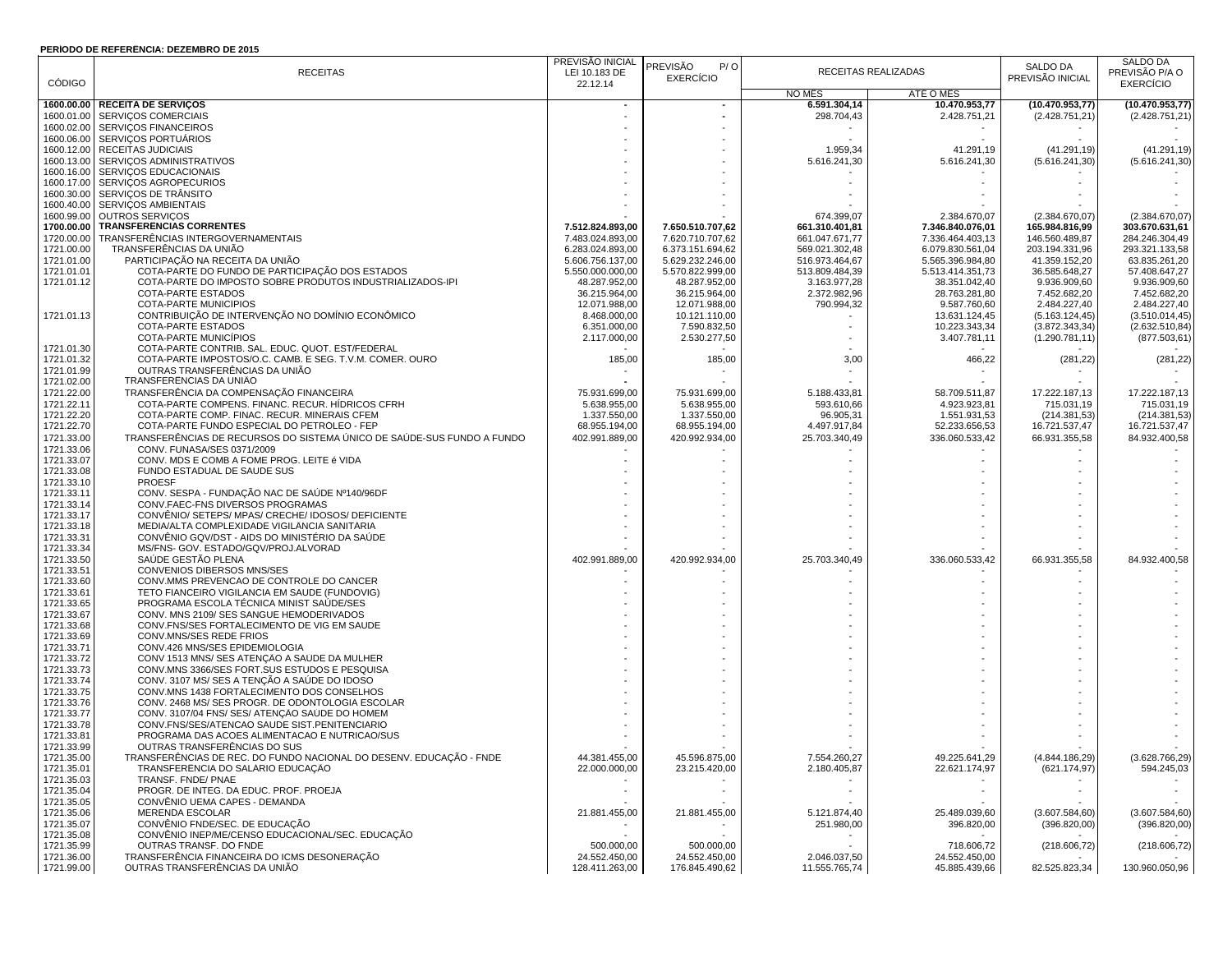**PERIODO DE REFERÊNCIA: DEZEMBRO DE 2015**

| CÓDIGO | RECEITAS | PREVISÃO INICIAL LEI 10.183 DE 22.12.14 | PREVISÃO P/ O EXERCÍCIO | RECEITAS REALIZADAS | | SALDO DA PREVISÃO INICIAL | SALDO DA PREVISÃO P/A O EXERCÍCIO |
|---|---|---|---|---|---|---|---|
| | | | | NO MÊS | ATÉ O MÊS | | |
| **1600.00.00** | **RECEITA DE SERVIÇOS** | **-** | **-** | **6.591.304,14** | **10.470.953,77** | **(10.470.953,77)** | **(10.470.953,77)** |
| 1600.01.00 | SERVIÇOS COMERCIAIS | - | - | 298.704,43 | 2.428.751,21 | (2.428.751,21) | (2.428.751,21) |
| 1600.02.00 | SERVIÇOS FINANCEIROS | - | - | - | - | - | - |
| 1600.06.00 | SERVIÇOS PORTUÁRIOS | - | - | - | - | - | - |
| 1600.12.00 | RECEITAS JUDICIAIS | - | - | 1.959,34 | 41.291,19 | (41.291,19) | (41.291,19) |
| 1600.13.00 | SERVIÇOS ADMINISTRATIVOS | - | - | 5.616.241,30 | 5.616.241,30 | (5.616.241,30) | (5.616.241,30) |
| 1600.16.00 | SERVIÇOS EDUCACIONAIS | - | - | - | - | - | - |
| 1600.17.00 | SERVIÇOS AGROPECURIOS | - | - | - | - | - | - |
| 1600.30.00 | SERVIÇOS DE TRÂNSITO | - | - | - | - | - | - |
| 1600.40.00 | SERVIÇOS AMBIENTAIS | - | - | - | - | - | - |
| 1600.99.00 | OUTROS SERVIÇOS | - | - | 674.399,07 | 2.384.670,07 | (2.384.670,07) | (2.384.670,07) |
| **1700.00.00** | **TRANSFERÊNCIAS CORRENTES** | **7.512.824.893,00** | **7.650.510.707,62** | **661.310.401,81** | **7.346.840.076,01** | **165.984.816,99** | **303.670.631,61** |
| 1720.00.00 | TRANSFERÊNCIAS INTERGOVERNAMENTAIS | 7.483.024.893,00 | 7.620.710.707,62 | 661.047.671,77 | 7.336.464.403,13 | 146.560.489,87 | 284.246.304,49 |
| 1721.00.00 | TRANSFERÊNCIAS DA UNIÃO | 6.283.024.893,00 | 6.373.151.694,62 | 569.021.302,48 | 6.079.830.561,04 | 203.194.331,96 | 293.321.133,58 |
| 1721.01.00 | PARTICIPAÇÃO NA RECEITA DA UNIÃO | 5.606.756.137,00 | 5.629.232.246,00 | 516.973.464,67 | 5.565.396.984,80 | 41.359.152,20 | 63.835.261,20 |
| 1721.01.01 | COTA-PARTE DO FUNDO DE PARTICIPAÇÃO DOS ESTADOS | 5.550.000.000,00 | 5.570.822.999,00 | 513.809.484,39 | 5.513.414.351,73 | 36.585.648,27 | 57.408.647,27 |
| 1721.01.12 | COTA-PARTE DO IMPOSTO SOBRE PRODUTOS INDUSTRIALIZADOS-IPI | 48.287.952,00 | 48.287.952,00 | 3.163.977,28 | 38.351.042,40 | 9.936.909,60 | 9.936.909,60 |
| | COTA-PARTE ESTADOS | 36.215.964,00 | 36.215.964,00 | 2.372.982,96 | 28.763.281,80 | 7.452.682,20 | 7.452.682,20 |
| | COTA-PARTE MUNICIPIOS | 12.071.988,00 | 12.071.988,00 | 790.994,32 | 9.587.760,60 | 2.484.227,40 | 2.484.227,40 |
| 1721.01.13 | CONTRIBUIÇÃO DE INTERVENÇÃO NO DOMÍNIO ECONÔMICO | 8.468.000,00 | 10.121.110,00 | - | 13.631.124,45 | (5.163.124,45) | (3.510.014,45) |
| | COTA-PARTE ESTADOS | 6.351.000,00 | 7.590.832,50 | - | 10.223.343,34 | (3.872.343,34) | (2.632.510,84) |
| | COTA-PARTE MUNICÍPIOS | 2.117.000,00 | 2.530.277,50 | - | 3.407.781,11 | (1.290.781,11) | (877.503,61) |
| 1721.01.30 | COTA-PARTE CONTRIB. SAL. EDUC. QUOT. EST/FEDERAL | - | - | - | - | - | - |
| 1721.01.32 | COTA-PARTE IMPOSTOS/O.C. CAMB. E SEG. T.V.M. COMER. OURO | 185,00 | 185,00 | 3,00 | 466,22 | (281,22) | (281,22) |
| 1721.01.99 | OUTRAS TRANSFERÊNCIAS DA UNIÃO | - | - | - | - | - | - |
| 1721.02.00 | TRANSFERÊNCIAS DA UNIÃO | - | - | - | - | - | - |
| 1721.22.00 | TRANSFERÊNCIA DA COMPENSAÇÃO FINANCEIRA | 75.931.699,00 | 75.931.699,00 | 5.188.433,81 | 58.709.511,87 | 17.222.187,13 | 17.222.187,13 |
| 1721.22.11 | COTA-PARTE COMPENS. FINANC. RECUR. HÍDRICOS CFRH | 5.638.955,00 | 5.638.955,00 | 593.610,66 | 4.923.923,81 | 715.031,19 | 715.031,19 |
| 1721.22.20 | COTA-PARTE COMP. FINAC. RECUR. MINERAIS CFEM | 1.337.550,00 | 1.337.550,00 | 96.905,31 | 1.551.931,53 | (214.381,53) | (214.381,53) |
| 1721.22.70 | COTA-PARTE FUNDO ESPECIAL DO PETROLEO - FEP | 68.955.194,00 | 68.955.194,00 | 4.497.917,84 | 52.233.656,53 | 16.721.537,47 | 16.721.537,47 |
| 1721.33.00 | TRANSFERÊNCIAS DE RECURSOS DO SISTEMA ÚNICO DE SAÚDE-SUS FUNDO A FUNDO | 402.991.889,00 | 420.992.934,00 | 25.703.340,49 | 336.060.533,42 | 66.931.355,58 | 84.932.400,58 |
| 1721.33.06 | CONV. FUNASA/SES 0371/2009 | - | - | - | - | - | - |
| 1721.33.07 | CONV. MDS E COMB A FOME PROG. LEITE é VIDA | - | - | - | - | - | - |
| 1721.33.08 | FUNDO ESTADUAL DE SAUDE SUS | - | - | - | - | - | - |
| 1721.33.10 | PROESF | - | - | - | - | - | - |
| 1721.33.11 | CONV. SESPA - FUNDAÇÃO NAC DE SAÚDE Nº140/96DF | - | - | - | - | - | - |
| 1721.33.14 | CONV.FAEC-FNS DIVERSOS PROGRAMAS | - | - | - | - | - | - |
| 1721.33.17 | CONVÊNIO/ SETEPS/ MPAS/ CRECHE/ IDOSOS/ DEFICIENTE | - | - | - | - | - | - |
| 1721.33.18 | MEDIA/ALTA COMPLEXIDADE VIGILANCIA SANITARIA | - | - | - | - | - | - |
| 1721.33.31 | CONVÊNIO GQV/DST - AIDS DO MINISTÉRIO DA SAÚDE | - | - | - | - | - | - |
| 1721.33.34 | MS/FNS- GOV. ESTADO/GQV/PROJ.ALVORAD | - | - | - | - | - | - |
| 1721.33.50 | SAÚDE GESTÃO PLENA | 402.991.889,00 | 420.992.934,00 | 25.703.340,49 | 336.060.533,42 | 66.931.355,58 | 84.932.400,58 |
| 1721.33.51 | CONVENIOS DIBERSOS MNS/SES | - | - | - | - | - | - |
| 1721.33.60 | CONV.MMS PREVENCAO DE CONTROLE DO CANCER | - | - | - | - | - | - |
| 1721.33.61 | TETO FIANCEIRO VIGILANCIA EM SAUDE (FUNDOVIG) | - | - | - | - | - | - |
| 1721.33.65 | PROGRAMA ESCOLA TÉCNICA MINIST SAÚDE/SES | - | - | - | - | - | - |
| 1721.33.67 | CONV. MNS 2109/ SES SANGUE HEMODERIVADOS | - | - | - | - | - | - |
| 1721.33.68 | CONV.FNS/SES FORTALECIMENTO DE VIG EM SAUDE | - | - | - | - | - | - |
| 1721.33.69 | CONV.MNS/SES REDE FRIOS | - | - | - | - | - | - |
| 1721.33.71 | CONV.426 MNS/SES EPIDEMIOLOGIA | - | - | - | - | - | - |
| 1721.33.72 | CONV 1513 MNS/ SES ATENÇÃO A SAUDE DA MULHER | - | - | - | - | - | - |
| 1721.33.73 | CONV.MNS 3366/SES FORT.SUS ESTUDOS E PESQUISA | - | - | - | - | - | - |
| 1721.33.74 | CONV. 3107 MS/ SES A TENÇÃO A SAÚDE DO IDOSO | - | - | - | - | - | - |
| 1721.33.75 | CONV.MNS 1438 FORTALECIMENTO DOS CONSELHOS | - | - | - | - | - | - |
| 1721.33.76 | CONV. 2468 MS/ SES PROGR. DE ODONTOLOGIA ESCOLAR | - | - | - | - | - | - |
| 1721.33.77 | CONV. 3107/04 FNS/ SES/ ATENÇÃO SAÚDE DO HOMEM | - | - | - | - | - | - |
| 1721.33.78 | CONV.FNS/SES/ATENCAO SAUDE SIST.PENITENCIARIO | - | - | - | - | - | - |
| 1721.33.81 | PROGRAMA DAS ACOES ALIMENTACAO E NUTRICAO/SUS | - | - | - | - | - | - |
| 1721.33.99 | OUTRAS TRANSFERÊNCIAS DO SUS | - | - | - | - | - | - |
| 1721.35.00 | TRANSFERÊNCIAS DE REC. DO FUNDO NACIONAL DO DESENV. EDUCAÇÃO - FNDE | 44.381.455,00 | 45.596.875,00 | 7.554.260,27 | 49.225.641,29 | (4.844.186,29) | (3.628.766,29) |
| 1721.35.01 | TRANSFERENCIA DO SALARIO EDUCAÇAO | 22.000.000,00 | 23.215.420,00 | 2.180.405,87 | 22.621.174,97 | (621.174,97) | 594.245,03 |
| 1721.35.03 | TRANSF. FNDE/ PNAE | - | - | - | - | - | - |
| 1721.35.04 | PROGR. DE INTEG. DA EDUC. PROF. PROEJA | - | - | - | - | - | - |
| 1721.35.05 | CONVÊNIO UEMA CAPES - DEMANDA | - | - | - | - | - | - |
| 1721.35.06 | MERENDA ESCOLAR | 21.881.455,00 | 21.881.455,00 | 5.121.874,40 | 25.489.039,60 | (3.607.584,60) | (3.607.584,60) |
| 1721.35.07 | CONVÊNIO FNDE/SEC. DE EDUCAÇÃO | - | - | 251.980,00 | 396.820,00 | (396.820,00) | (396.820,00) |
| 1721.35.08 | CONVÊNIO INEP/ME/CENSO EDUCACIONAL/SEC. EDUCAÇÃO | - | - | - | - | - | - |
| 1721.35.99 | OUTRAS TRANSF. DO FNDE | 500.000,00 | 500.000,00 | - | 718.606,72 | (218.606,72) | (218.606,72) |
| 1721.36.00 | TRANSFERÊNCIA FINANCEIRA DO ICMS DESONERAÇÃO | 24.552.450,00 | 24.552.450,00 | 2.046.037,50 | 24.552.450,00 | - | - |
| 1721.99.00 | OUTRAS TRANSFERÊNCIAS DA UNIÃO | 128.411.263,00 | 176.845.490,62 | 11.555.765,74 | 45.885.439,66 | 82.525.823,34 | 130.960.050,96 |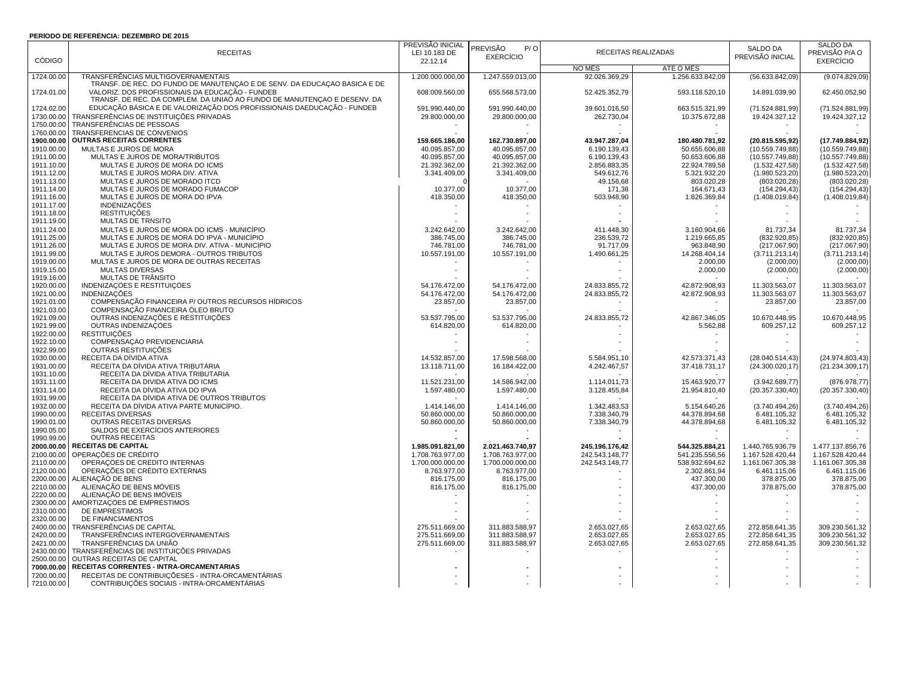**PERIODO DE REFERÊNCIA: DEZEMBRO DE 2015**

| CÓDIGO | RECEITAS | PREVISÃO INICIAL LEI 10.183 DE 22.12.14 | PREVISÃO P/ O EXERCÍCIO | RECEITAS REALIZADAS | | SALDO DA PREVISÃO INICIAL | SALDO DA PREVISÃO P/A O EXERCÍCIO |
|---|---|---|---|---|---|---|---|
| | | | | NO MÊS | ATÉ O MÊS | | |
| 1724.00.00 | TRANSFERÊNCIAS MULTIGOVERNAMENTAIS | 1.200.000.000,00 | 1.247.559.013,00 | 92.026.369,29 | 1.256.633.842,09 | (56.633.842,09) | (9.074.829,09) |
| 1724.01.00 | TRANSF. DE REC. DO FUNDO DE MANUTENÇÃO E DE SENV. DA EDUCAÇÃO BÁSICA E DE VALORIZ. DOS PROFISSIONAIS DA EDUCAÇÃO - FUNDEB | 608.009.560,00 | 655.568.573,00 | 52.425.352,79 | 593.118.520,10 | 14.891.039,90 | 62.450.052,90 |
| 1724.02.00 | TRANSF. DE REC. DA COMPLEM. DA UNIÃO AO FUNDO DE MANUTENÇAO E DESENV. DA EDUCAÇÃO BÁSICA E DE VALORIZAÇÃO DOS PROFISSIONAIS DAEDUCAÇÃO - FUNDEB | 591.990.440,00 | 591.990.440,00 | 39.601.016,50 | 663.515.321,99 | (71.524.881,99) | (71.524.881,99) |
| 1730.00.00 | TRANSFERÊNCIAS DE INSTITUIÇÕES PRIVADAS | 29.800.000,00 | 29.800.000,00 | 262.730,04 | 10.375.672,88 | 19.424.327,12 | 19.424.327,12 |
| 1750.00.00 | TRANSFERÊNCIAS DE PESSOAS | - | - | - | - | - | - |
| 1760.00.00 | TRANSFERENCIAS DE CONVENIOS | - | - | - | - | - | - |
| **1900.00.00** | **OUTRAS RECEITAS CORRENTES** | **159.665.186,00** | **162.730.897,00** | **43.947.287,04** | **180.480.781,92** | **(20.815.595,92)** | **(17.749.884,92)** |
| 1910.00.00 | MULTAS E JUROS DE MORA | 40.095.857,00 | 40.095.857,00 | 6.190.139,43 | 50.655.606,88 | (10.559.749,88) | (10.559.749,88) |
| 1911.00.00 | MULTAS E JUROS DE MORA/TRIBUTOS | 40.095.857,00 | 40.095.857,00 | 6.190.139,43 | 50.653.606,88 | (10.557.749,88) | (10.557.749,88) |
| 1911.10.00 | MULTAS E JUROS DE MORA DO ICMS | 21.392.362,00 | 21.392.362,00 | 2.856.883,35 | 22.924.789,58 | (1.532.427,58) | (1.532.427,58) |
| 1911.12.00 | MULTAS E JUROS MORA DIV. ATIVA | 3.341.409,00 | 3.341.409,00 | 549.612,76 | 5.321.932,20 | (1.980.523,20) | (1.980.523,20) |
| 1911.13.00 | MULTAS E JUROS DE MORADO ITCD | 0 | - | 49.156,68 | 803.020,28 | (803.020,28) | (803.020,28) |
| 1911.14.00 | MULTAS E JUROS DE MORADO FUMACOP | 10.377,00 | 10.377,00 | 171,38 | 164.671,43 | (154.294,43) | (154.294,43) |
| 1911.16.00 | MULTAS E JUROS DE MORA DO IPVA | 418.350,00 | 418.350,00 | 503.948,90 | 1.826.369,84 | (1.408.019,84) | (1.408.019,84) |
| 1911.17.00 | INDENIZAÇÕES | - | - | - | - | - | - |
| 1911.18.00 | RESTITUIÇÕES | - | - | - | - | - | - |
| 1911.19.00 | MULTAS DE TRNSITO | - | - | - | - | - | - |
| 1911.24.00 | MULTAS E JUROS DE MORA DO ICMS - MUNICÍPIO | 3.242.642,00 | 3.242.642,00 | 411.448,30 | 3.160.904,66 | 81.737,34 | 81.737,34 |
| 1911.25.00 | MULTAS E JUROS DE MORA DO IPVA - MUNICÍPIO | 386.745,00 | 386.745,00 | 236.539,72 | 1.219.665,85 | (832.920,85) | (832.920,85) |
| 1911.26.00 | MULTAS E JUROS DE MORA DIV. ATIVA - MUNICIPIO | 746.781,00 | 746.781,00 | 91.717,09 | 963.848,90 | (217.067,90) | (217.067,90) |
| 1911.99.00 | MULTAS E JUROS DEMORA - OUTROS TRIBUTOS | 10.557.191,00 | 10.557.191,00 | 1.490.661,25 | 14.268.404,14 | (3.711.213,14) | (3.711.213,14) |
| 1919.00.00 | MULTAS E JUROS DE MORA DE OUTRAS RECEITAS | - | - | - | 2.000,00 | (2.000,00) | (2.000,00) |
| 1919.15.00 | MULTAS DIVERSAS | - | - | - | 2.000,00 | (2.000,00) | (2.000,00) |
| 1919.16.00 | MULTAS DE TRÂNSITO | - | - | - | - | - | - |
| 1920.00.00 | INDENIZAÇÕES E RESTITUIÇÕES | 54.176.472,00 | 54.176.472,00 | 24.833.855,72 | 42.872.908,93 | 11.303.563,07 | 11.303.563,07 |
| 1921.00.00 | INDENIZAÇÕES | 54.176.472,00 | 54.176.472,00 | 24.833.855,72 | 42.872.908,93 | 11.303.563,07 | 11.303.563,07 |
| 1921.01.00 | COMPENSAÇÃO FINANCEIRA P/ OUTROS RECURSOS HÍDRICOS | 23.857,00 | 23.857,00 | - | - | 23.857,00 | 23.857,00 |
| 1921.03.00 | COMPENSAÇÃO FINANCEIRA ÓLEO BRUTO | - | - | - | - | - | - |
| 1921.09.00 | OUTRAS INDENIZAÇÕES E RESTITUIÇÕES | 53.537.795,00 | 53.537.795,00 | 24.833.855,72 | 42.867.346,05 | 10.670.448,95 | 10.670.448,95 |
| 1921.99.00 | OUTRAS INDENIZAÇÕES | 614.820,00 | 614.820,00 | - | 5.562,88 | 609.257,12 | 609.257,12 |
| 1922.00.00 | RESTITUIÇÕES | - | - | - | - | - | - |
| 1922.10.00 | COMPENSAÇAO PREVIDENCIARIA | - | - | - | - | - | - |
| 1922.99.00 | OUTRAS RESTITUIÇÕES | - | - | - | - | - | - |
| 1930.00.00 | RECEITA DA DÍVIDA ATIVA | 14.532.857,00 | 17.598.568,00 | 5.584.951,10 | 42.573.371,43 | (28.040.514,43) | (24.974.803,43) |
| 1931.00.00 | RECEITA DA DÍVIDA ATIVA TRIBUTÁRIA | 13.118.711,00 | 16.184.422,00 | 4.242.467,57 | 37.418.731,17 | (24.300.020,17) | (21.234.309,17) |
| 1931.10.00 | RECEITA DA DÍVIDA ATIVA TRIBUTARIA | - | - | - | - | - | - |
| 1931.11.00 | RECEITA DA DIVIDA ATIVA DO ICMS | 11.521.231,00 | 14.586.942,00 | 1.114.011,73 | 15.463.920,77 | (3.942.689,77) | (876.978,77) |
| 1931.14.00 | RECEITA DA DÍVIDA ATIVA DO IPVA | 1.597.480,00 | 1.597.480,00 | 3.128.455,84 | 21.954.810,40 | (20.357.330,40) | (20.357.330,40) |
| 1931.99.00 | RECEITA DA DÍVIDA ATIVA DE OUTROS TRIBUTOS | - | - | - | - | - | - |
| 1932.00.00 | RECEITA DA DÍVIDA ATIVA PARTE MUNICÍPIO. | 1.414.146,00 | 1.414.146,00 | 1.342.483,53 | 5.154.640,26 | (3.740.494,26) | (3.740.494,26) |
| 1990.00.00 | RECEITAS DIVERSAS | 50.860.000,00 | 50.860.000,00 | 7.338.340,79 | 44.378.894,68 | 6.481.105,32 | 6.481.105,32 |
| 1990.01.00 | OUTRAS RECEITAS DIVERSAS | 50.860.000,00 | 50.860.000,00 | 7.338.340,79 | 44.378.894,68 | 6.481.105,32 | 6.481.105,32 |
| 1990.05.00 | SALDOS DE EXERCÍCIOS ANTERIORES | - | - | - | - | - | - |
| 1990.99.00 | OUTRAS RECEITAS | - | - | - | - | - | - |
| **2000.00.00** | **RECEITAS DE CAPITAL** | **1.985.091.821,00** | **2.021.463.740,97** | **245.196.176,42** | **544.325.884,21** | 1.440.765.936,79 | 1.477.137.856,76 |
| 2100.00.00 | OPERAÇÕES DE CRÉDITO | 1.708.763.977,00 | 1.708.763.977,00 | 242.543.148,77 | 541.235.556,56 | 1.167.528.420,44 | 1.167.528.420,44 |
| 2110.00.00 | OPERAÇÕES DE CREDITO INTERNAS | 1.700.000.000,00 | 1.700.000.000,00 | 242.543.148,77 | 538.932.694,62 | 1.161.067.305,38 | 1.161.067.305,38 |
| 2120.00.00 | OPERAÇÕES DE CRÉDITO EXTERNAS | 8.763.977,00 | 8.763.977,00 | - | 2.302.861,94 | 6.461.115,06 | 6.461.115,06 |
| 2200.00.00 | ALIENAÇÃO DE BENS | 816.175,00 | 816.175,00 | - | 437.300,00 | 378.875,00 | 378.875,00 |
| 2210.00.00 | ALIENAÇÃO DE BENS MÓVEIS | 816.175,00 | 816.175,00 | - | 437.300,00 | 378.875,00 | 378.875,00 |
| 2220.00.00 | ALIENAÇÃO DE BENS IMÓVEIS | - | - | - | - | - | - |
| 2300.00.00 | AMORTIZAÇÕES DE EMPRESTIMOS | - | - | - | - | - | - |
| 2310.00.00 | DE EMPRESTIMOS | - | - | - | - | - | - |
| 2320.00.00 | DE FINANCIAMENTOS | - | - | - | - | - | - |
| 2400.00.00 | TRANSFERÊNCIAS DE CAPITAL | 275.511.669,00 | 311.883.588,97 | 2.653.027,65 | 2.653.027,65 | 272.858.641,35 | 309.230.561,32 |
| 2420.00.00 | TRANSFERÊNCIAS INTERGOVERNAMENTAIS | 275.511.669,00 | 311.883.588,97 | 2.653.027,65 | 2.653.027,65 | 272.858.641,35 | 309.230.561,32 |
| 2421.00.00 | TRANSFERÊNCIAS DA UNIÃO | 275.511.669,00 | 311.883.588,97 | 2.653.027,65 | 2.653.027,65 | 272.858.641,35 | 309.230.561,32 |
| 2430.00.00 | TRANSFERÊNCIAS DE INSTITUIÇÕES PRIVADAS | - | - | - | - | - | - |
| 2500.00.00 | OUTRAS RECEITAS DE CAPITAL | | | | - | - | - |
| **7000.00.00** | **RECEITAS CORRENTES - INTRA-ORCAMENTARIAS** | - | - | - | - | - | - |
| 7200.00.00 | RECEITAS DE CONTRIBUIÇÕESES - INTRA-ORCAMENTÁRIAS | - | - | - | - | - | - |
| 7210.00.00 | CONTRIBUIÇÕES SOCIAIS - INTRA-ORÇAMENTÁRIAS | - | - | - | - | - | - |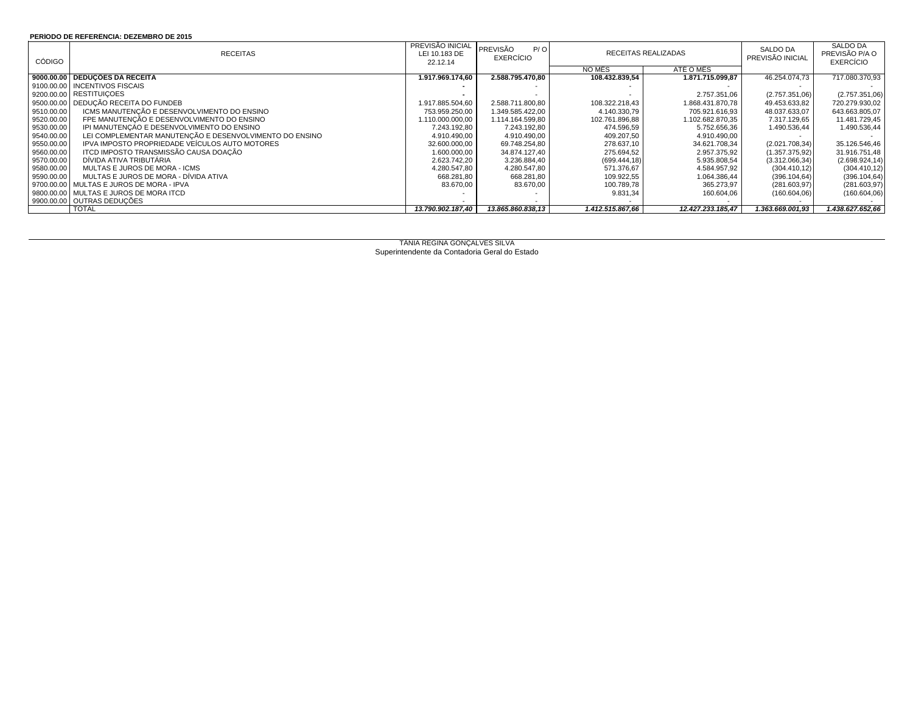**PERÍODO DE REFERÊNCIA: DEZEMBRO DE 2015**

| CÓDIGO | RECEITAS | PREVISÃO INICIAL LEI 10.183 DE 22.12.14 | PREVISÃO P/ O EXERCÍCIO | RECEITAS REALIZADAS | | SALDO DA PREVISÃO INICIAL | SALDO DA PREVISÃO P/A O EXERCÍCIO |
|---|---|---|---|---|---|---|---|
| | | | | NO MÊS | ATÉ O MÊS | | |
| **9000.00.00** | **DEDUÇÕES DA RECEITA** | **1.917.969.174,60** | **2.588.795.470,80** | **108.432.839,54** | **1.871.715.099,87** | 46.254.074,73 | 717.080.370,93 |
| 9100.00.00 | INCENTIVOS FISCAIS | - | - | - | - | - | - |
| 9200.00.00 | RESTITUIÇÕES | - | - | - | 2.757.351,06 | (2.757.351,06) | (2.757.351,06) |
| 9500.00.00 | DEDUÇÃO RECEITA DO FUNDEB | 1.917.885.504,60 | 2.588.711.800,80 | 108.322.218,43 | 1.868.431.870,78 | 49.453.633,82 | 720.279.930,02 |
| 9510.00.00 | ICMS MANUTENÇÃO E DESENVOLVIMENTO DO ENSINO | 753.959.250,00 | 1.349.585.422,00 | 4.140.330,79 | 705.921.616,93 | 48.037.633,07 | 643.663.805,07 |
| 9520.00.00 | FPE MANUTENÇÃO E DESENVOLVIMENTO DO ENSINO | 1.110.000.000,00 | 1.114.164.599,80 | 102.761.896,88 | 1.102.682.870,35 | 7.317.129,65 | 11.481.729,45 |
| 9530.00.00 | IPI MANUTENÇÃO E DESENVOLVIMENTO DO ENSINO | 7.243.192,80 | 7.243.192,80 | 474.596,59 | 5.752.656,36 | 1.490.536,44 | 1.490.536,44 |
| 9540.00.00 | LEI COMPLEMENTAR MANUTENÇÃO E DESENVOLVIMENTO DO ENSINO | 4.910.490,00 | 4.910.490,00 | 409.207,50 | 4.910.490,00 | - | - |
| 9550.00.00 | IPVA IMPOSTO PROPRIEDADE VEÍCULOS AUTO MOTORES | 32.600.000,00 | 69.748.254,80 | 278.637,10 | 34.621.708,34 | (2.021.708,34) | 35.126.546,46 |
| 9560.00.00 | ITCD IMPOSTO TRANSMISSÃO CAUSA DOAÇÃO | 1.600.000,00 | 34.874.127,40 | 275.694,52 | 2.957.375,92 | (1.357.375,92) | 31.916.751,48 |
| 9570.00.00 | DÍVIDA ATIVA TRIBUTÁRIA | 2.623.742,20 | 3.236.884,40 | (699.444,18) | 5.935.808,54 | (3.312.066,34) | (2.698.924,14) |
| 9580.00.00 | MULTAS E JUROS DE MORA - ICMS | 4.280.547,80 | 4.280.547,80 | 571.376,67 | 4.584.957,92 | (304.410,12) | (304.410,12) |
| 9590.00.00 | MULTAS E JUROS DE MORA - DÍVIDA ATIVA | 668.281,80 | 668.281,80 | 109.922,55 | 1.064.386,44 | (396.104,64) | (396.104,64) |
| 9700.00.00 | MULTAS E JUROS DE MORA - IPVA | 83.670,00 | 83.670,00 | 100.789,78 | 365.273,97 | (281.603,97) | (281.603,97) |
| 9800.00.00 | MULTAS E JUROS DE MORA ITCD | - | - | 9.831,34 | 160.604,06 | (160.604,06) | (160.604,06) |
| 9900.00.00 | OUTRAS DEDUÇÕES | - | - | - | - | - | - |
| | TOTAL | ***13.790.902.187,40*** | ***13.865.860.838,13*** | ***1.412.515.867,66*** | ***12.427.233.185,47*** | ***1.363.669.001,93*** | ***1.438.627.652,66*** |

TÂNIA REGINA GONÇALVES SILVA
Superintendente da Contadoria Geral do Estado